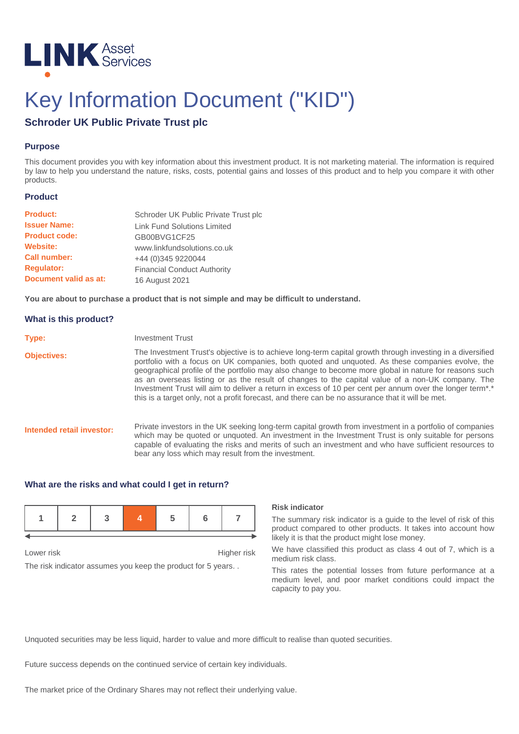LINK Asset Services

# Key Information Document ("KID")

## Schroder UK Public Private Trust plc

### Purpose

This document provides you with key information about this investment product. It is not marketing material. The information is required by law to help you understand the nature, risks, costs, potential gains and losses of this product and to help you compare it with other products.

### Product

| | |
|---|---|
| **Product:** | Schroder UK Public Private Trust plc |
| **Issuer Name:** | Link Fund Solutions Limited |
| **Product code:** | GB00BVG1CF25 |
| **Website:** | www.linkfundsolutions.co.uk |
| **Call number:** | +44 (0)345 9220044 |
| **Regulator:** | Financial Conduct Authority |
| **Document valid as at:** | 16 August 2021 |

**You are about to purchase a product that is not simple and may be difficult to understand.**

### What is this product?

**Type:** Investment Trust

**Objectives:** The Investment Trust's objective is to achieve long-term capital growth through investing in a diversified portfolio with a focus on UK companies, both quoted and unquoted. As these companies evolve, the geographical profile of the portfolio may also change to become more global in nature for reasons such as an overseas listing or as the result of changes to the capital value of a non-UK company. The Investment Trust will aim to deliver a return in excess of 10 per cent per annum over the longer term*.* this is a target only, not a profit forecast, and there can be no assurance that it will be met.

**Intended retail investor:** Private investors in the UK seeking long-term capital growth from investment in a portfolio of companies which may be quoted or unquoted. An investment in the Investment Trust is only suitable for persons capable of evaluating the risks and merits of such an investment and who have sufficient resources to bear any loss which may result from the investment.

### What are the risks and what could I get in return?

| 1 | 2 | 3 | **4** | 5 | 6 | 7 |
|---|---|---|---|---|---|---|

Lower risk ← → Higher risk

The risk indicator assumes you keep the product for 5 years. .

**Risk indicator**

The summary risk indicator is a guide to the level of risk of this product compared to other products. It takes into account how likely it is that the product might lose money.

We have classified this product as class 4 out of 7, which is a medium risk class.

This rates the potential losses from future performance at a medium level, and poor market conditions could impact the capacity to pay you.

Unquoted securities may be less liquid, harder to value and more difficult to realise than quoted securities.

Future success depends on the continued service of certain key individuals.

The market price of the Ordinary Shares may not reflect their underlying value.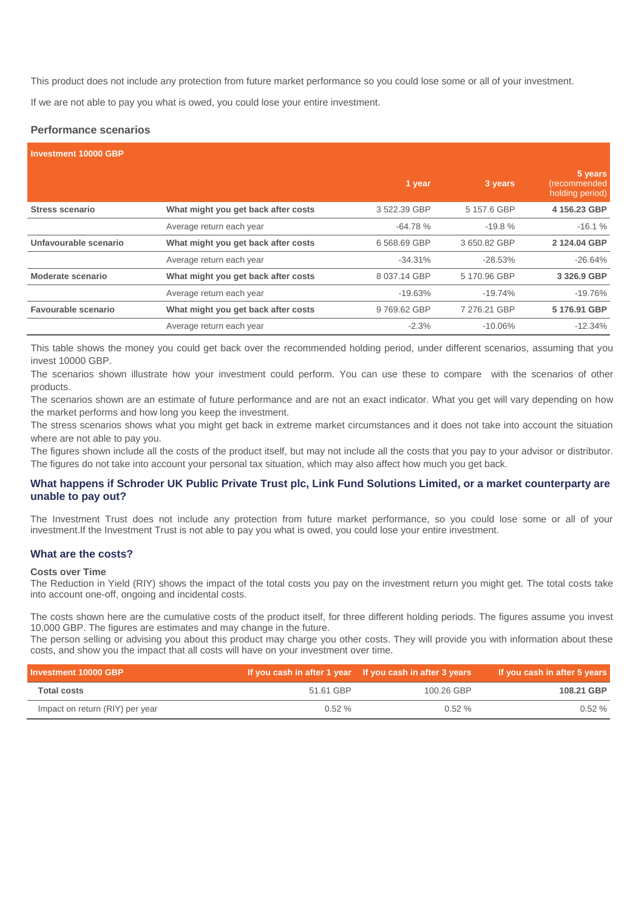This product does not include any protection from future market performance so you could lose some or all of your investment.

If we are not able to pay you what is owed, you could lose your entire investment.

### Performance scenarios

| Investment 10000 GBP | | 1 year | 3 years | 5 years (recommended holding period) |
|---|---|---|---|---|
| **Stress scenario** | **What might you get back after costs** | 3 522.39 GBP | 5 157.6 GBP | **4 156.23 GBP** |
| | Average return each year | -64.78 % | -19.8 % | -16.1 % |
| **Unfavourable scenario** | **What might you get back after costs** | 6 568.69 GBP | 3 650.82 GBP | **2 124.04 GBP** |
| | Average return each year | -34.31% | -28.53% | -26.64% |
| **Moderate scenario** | **What might you get back after costs** | 8 037.14 GBP | 5 170.96 GBP | **3 326.9 GBP** |
| | Average return each year | -19.63% | -19.74% | -19.76% |
| **Favourable scenario** | **What might you get back after costs** | 9 769.62 GBP | 7 276.21 GBP | **5 176.91 GBP** |
| | Average return each year | -2.3% | -10.06% | -12.34% |

This table shows the money you could get back over the recommended holding period, under different scenarios, assuming that you invest 10000 GBP.
The scenarios shown illustrate how your investment could perform. You can use these to compare with the scenarios of other products.
The scenarios shown are an estimate of future performance and are not an exact indicator. What you get will vary depending on how the market performs and how long you keep the investment.
The stress scenarios shows what you might get back in extreme market circumstances and it does not take into account the situation where are not able to pay you.
The figures shown include all the costs of the product itself, but may not include all the costs that you pay to your advisor or distributor. The figures do not take into account your personal tax situation, which may also affect how much you get back.

## What happens if Schroder UK Public Private Trust plc, Link Fund Solutions Limited, or a market counterparty are unable to pay out?

The Investment Trust does not include any protection from future market performance, so you could lose some or all of your investment.If the Investment Trust is not able to pay you what is owed, you could lose your entire investment.

## What are the costs?

**Costs over Time**
The Reduction in Yield (RIY) shows the impact of the total costs you pay on the investment return you might get. The total costs take into account one-off, ongoing and incidental costs.

The costs shown here are the cumulative costs of the product itself, for three different holding periods. The figures assume you invest 10,000 GBP. The figures are estimates and may change in the future.
The person selling or advising you about this product may charge you other costs. They will provide you with information about these costs, and show you the impact that all costs will have on your investment over time.

| Investment 10000 GBP | If you cash in after 1 year | If you cash in after 3 years | If you cash in after 5 years |
|---|---|---|---|
| **Total costs** | 51.61 GBP | 100.26 GBP | **108.21 GBP** |
| Impact on return (RIY) per year | 0.52 % | 0.52 % | 0.52 % |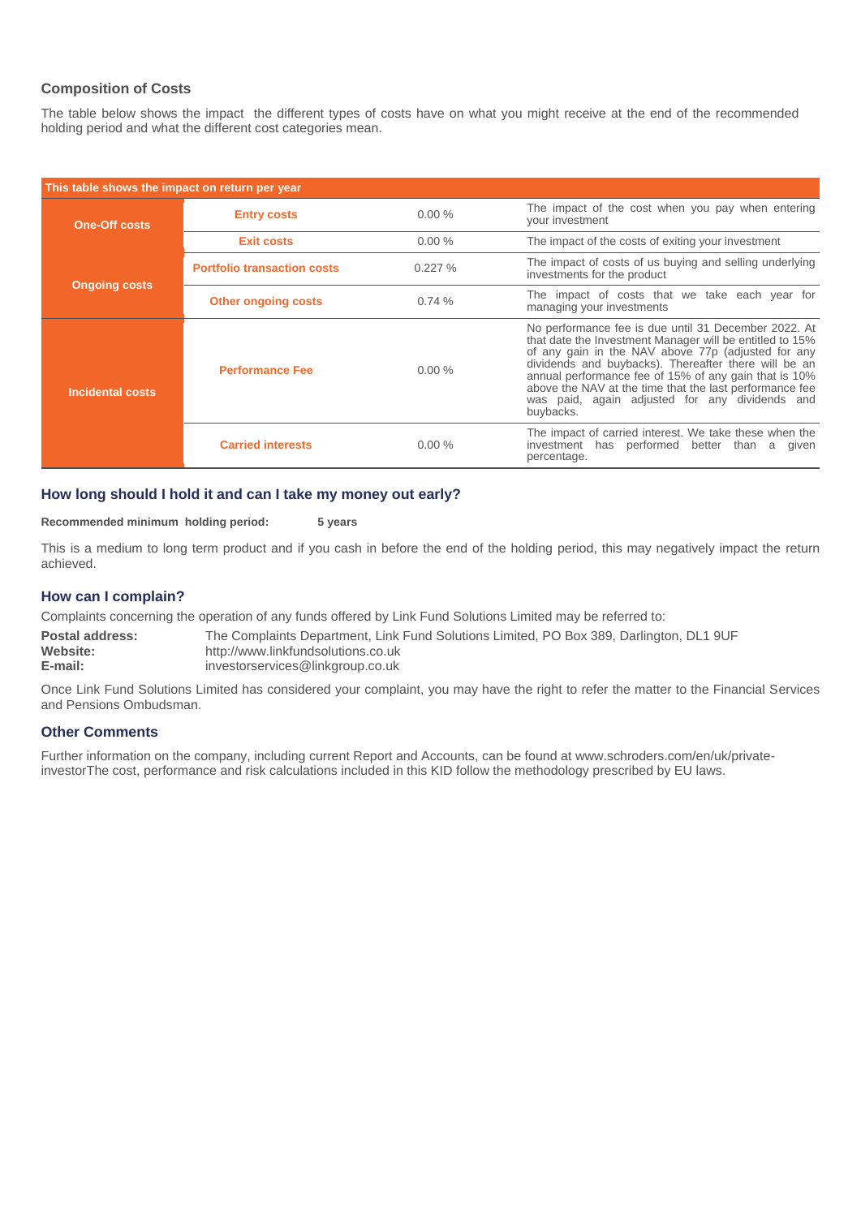## Composition of Costs

The table below shows the impact the different types of costs have on what you might receive at the end of the recommended holding period and what the different cost categories mean.

| This table shows the impact on return per year | | | |
|---|---|---|---|
| **One-Off costs** | **Entry costs** | 0.00 % | The impact of the cost when you pay when entering your investment |
| | **Exit costs** | 0.00 % | The impact of the costs of exiting your investment |
| **Ongoing costs** | **Portfolio transaction costs** | 0.227 % | The impact of costs of us buying and selling underlying investments for the product |
| | **Other ongoing costs** | 0.74 % | The impact of costs that we take each year for managing your investments |
| **Incidental costs** | **Performance Fee** | 0.00 % | No performance fee is due until 31 December 2022. At that date the Investment Manager will be entitled to 15% of any gain in the NAV above 77p (adjusted for any dividends and buybacks). Thereafter there will be an annual performance fee of 15% of any gain that is 10% above the NAV at the time that the last performance fee was paid, again adjusted for any dividends and buybacks. |
| | **Carried interests** | 0.00 % | The impact of carried interest. We take these when the investment has performed better than a given percentage. |

## How long should I hold it and can I take my money out early?

**Recommended minimum holding period: 5 years**

This is a medium to long term product and if you cash in before the end of the holding period, this may negatively impact the return achieved.

## How can I complain?

Complaints concerning the operation of any funds offered by Link Fund Solutions Limited may be referred to:

**Postal address:** The Complaints Department, Link Fund Solutions Limited, PO Box 389, Darlington, DL1 9UF
**Website:** http://www.linkfundsolutions.co.uk
**E-mail:** investorservices@linkgroup.co.uk

Once Link Fund Solutions Limited has considered your complaint, you may have the right to refer the matter to the Financial Services and Pensions Ombudsman.

## Other Comments

Further information on the company, including current Report and Accounts, can be found at www.schroders.com/en/uk/private-investorThe cost, performance and risk calculations included in this KID follow the methodology prescribed by EU laws.